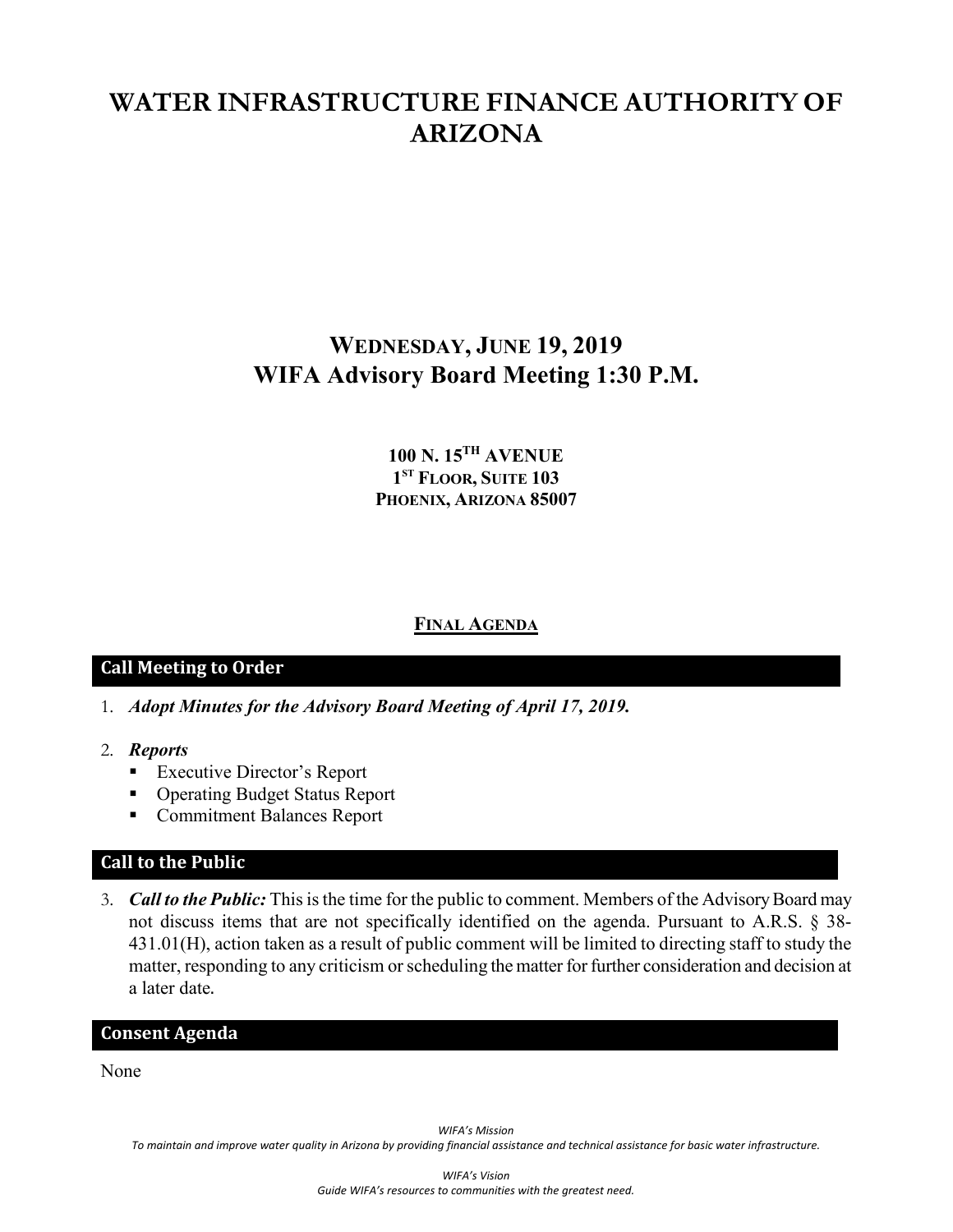# WATER INFRASTRUCTURE FINANCE AUTHORITY OF ARIZONA

## WEDNESDAY, JUNE 19, 2019
## WIFA Advisory Board Meeting 1:30 P.M.

**100 N. 15TH AVENUE**
**1ST FLOOR, SUITE 103**
**PHOENIX, ARIZONA 85007**

**FINAL AGENDA**

### Call Meeting to Order

1. ***Adopt Minutes for the Advisory Board Meeting of April 17, 2019.***

2. ***Reports***
   - Executive Director's Report
   - Operating Budget Status Report
   - Commitment Balances Report

### Call to the Public

3. ***Call to the Public:*** This is the time for the public to comment. Members of the Advisory Board may not discuss items that are not specifically identified on the agenda. Pursuant to A.R.S. § 38-431.01(H), action taken as a result of public comment will be limited to directing staff to study the matter, responding to any criticism or scheduling the matter for further consideration and decision at a later date.

### Consent Agenda

None

*WIFA's Mission*
*To maintain and improve water quality in Arizona by providing financial assistance and technical assistance for basic water infrastructure.*

*WIFA's Vision*
*Guide WIFA's resources to communities with the greatest need.*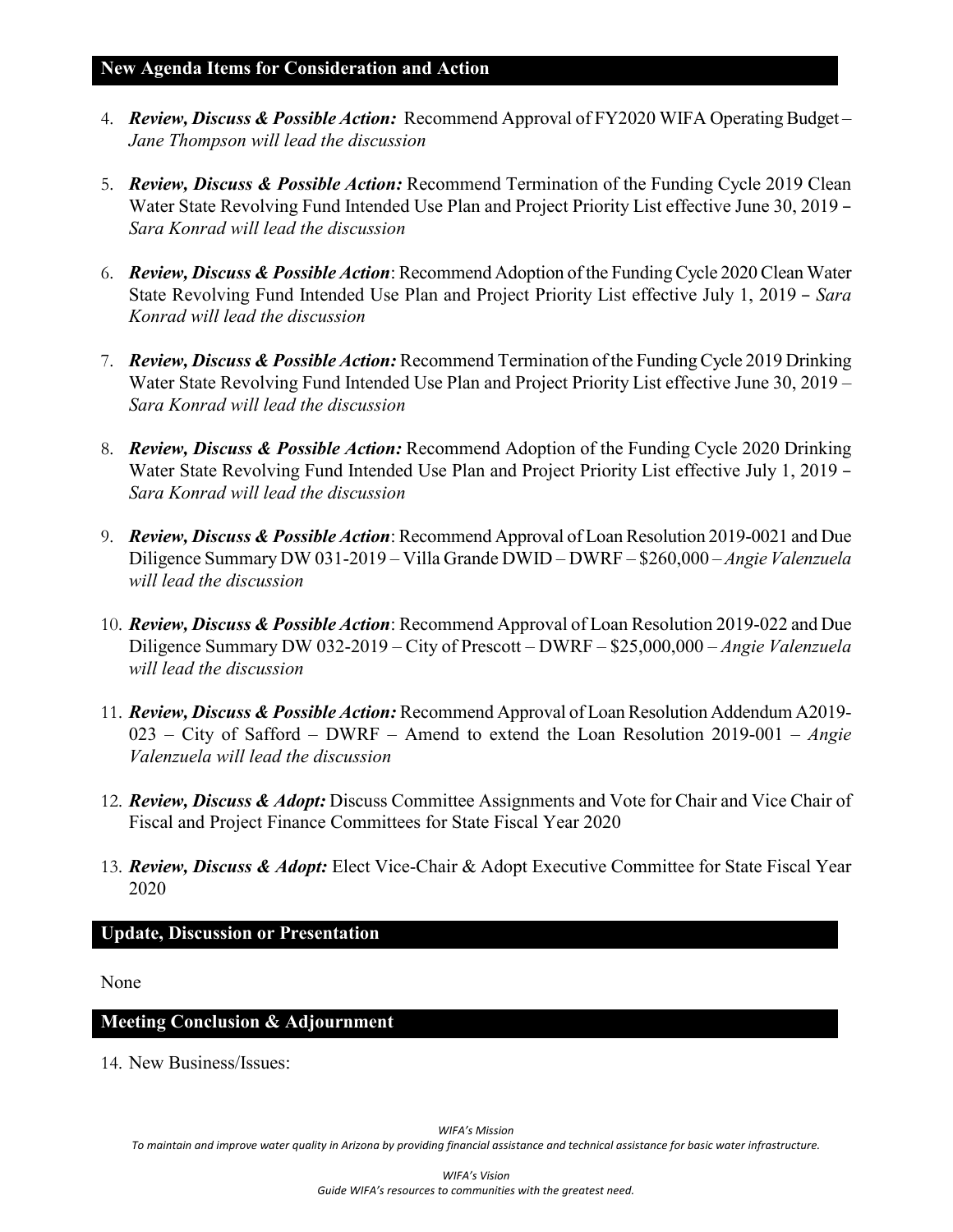## New Agenda Items for Consideration and Action

4. ***Review, Discuss & Possible Action:*** Recommend Approval of FY2020 WIFA Operating Budget – *Jane Thompson will lead the discussion*

5. ***Review, Discuss & Possible Action:*** Recommend Termination of the Funding Cycle 2019 Clean Water State Revolving Fund Intended Use Plan and Project Priority List effective June 30, 2019 – *Sara Konrad will lead the discussion*

6. ***Review, Discuss & Possible Action***: Recommend Adoption of the Funding Cycle 2020 Clean Water State Revolving Fund Intended Use Plan and Project Priority List effective July 1, 2019 – *Sara Konrad will lead the discussion*

7. ***Review, Discuss & Possible Action:*** Recommend Termination of the Funding Cycle 2019 Drinking Water State Revolving Fund Intended Use Plan and Project Priority List effective June 30, 2019 – *Sara Konrad will lead the discussion*

8. ***Review, Discuss & Possible Action:*** Recommend Adoption of the Funding Cycle 2020 Drinking Water State Revolving Fund Intended Use Plan and Project Priority List effective July 1, 2019 – *Sara Konrad will lead the discussion*

9. ***Review, Discuss & Possible Action***: Recommend Approval of Loan Resolution 2019-0021 and Due Diligence Summary DW 031-2019 – Villa Grande DWID – DWRF – $260,000 – *Angie Valenzuela will lead the discussion*

10. ***Review, Discuss & Possible Action***: Recommend Approval of Loan Resolution 2019-022 and Due Diligence Summary DW 032-2019 – City of Prescott – DWRF – $25,000,000 – *Angie Valenzuela will lead the discussion*

11. ***Review, Discuss & Possible Action:*** Recommend Approval of Loan Resolution Addendum A2019-023 – City of Safford – DWRF – Amend to extend the Loan Resolution 2019-001 – *Angie Valenzuela will lead the discussion*

12. ***Review, Discuss & Adopt:*** Discuss Committee Assignments and Vote for Chair and Vice Chair of Fiscal and Project Finance Committees for State Fiscal Year 2020

13. ***Review, Discuss & Adopt:*** Elect Vice-Chair & Adopt Executive Committee for State Fiscal Year 2020

## Update, Discussion or Presentation

None

## Meeting Conclusion & Adjournment

14. New Business/Issues:

*WIFA's Mission*
*To maintain and improve water quality in Arizona by providing financial assistance and technical assistance for basic water infrastructure.*

*WIFA's Vision*
*Guide WIFA's resources to communities with the greatest need.*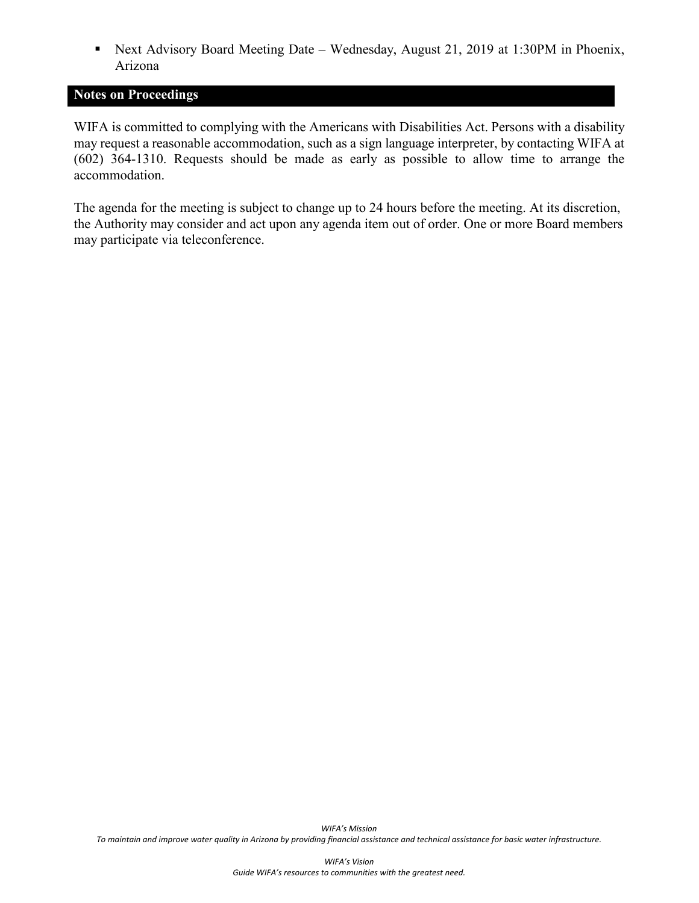- Next Advisory Board Meeting Date – Wednesday, August 21, 2019 at 1:30PM in Phoenix, Arizona

## Notes on Proceedings

WIFA is committed to complying with the Americans with Disabilities Act. Persons with a disability may request a reasonable accommodation, such as a sign language interpreter, by contacting WIFA at (602) 364-1310. Requests should be made as early as possible to allow time to arrange the accommodation.

The agenda for the meeting is subject to change up to 24 hours before the meeting. At its discretion, the Authority may consider and act upon any agenda item out of order. One or more Board members may participate via teleconference.

*WIFA's Mission*
*To maintain and improve water quality in Arizona by providing financial assistance and technical assistance for basic water infrastructure.*

*WIFA's Vision*
*Guide WIFA's resources to communities with the greatest need.*